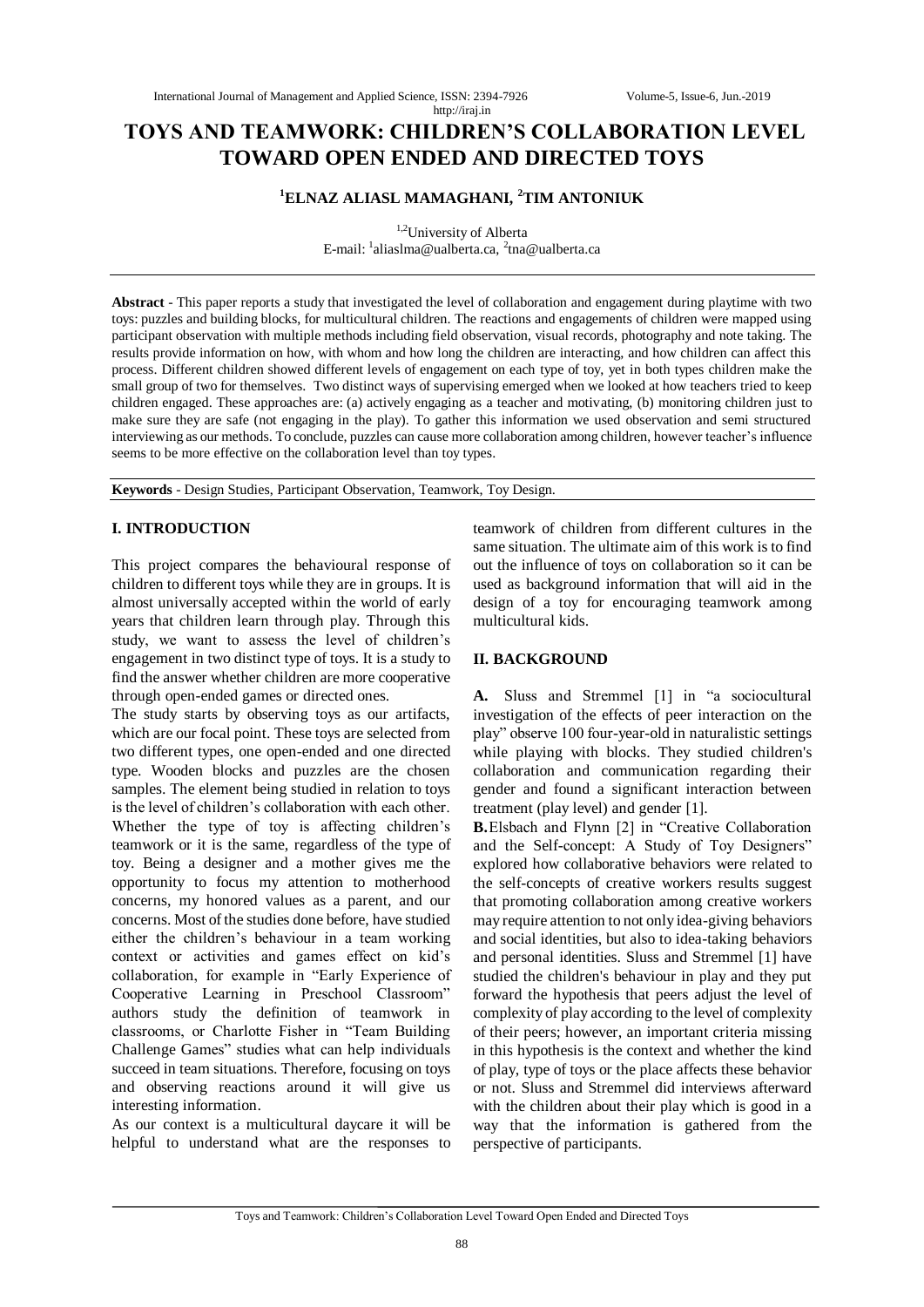# TOYS AND TEAMWORK: CHILDREN'S COLLABORATION LEVEL TOWARD OPEN ENDED AND DIRECTED TOYS

**[1]ELNAZ ALIASL MAMAGHANI, [2]TIM ANTONIUK**

[1,2]University of Alberta
E-mail: [1]aliaslma@ualberta.ca, [2]tna@ualberta.ca

**Abstract** - This paper reports a study that investigated the level of collaboration and engagement during playtime with two toys: puzzles and building blocks, for multicultural children. The reactions and engagements of children were mapped using participant observation with multiple methods including field observation, visual records, photography and note taking. The results provide information on how, with whom and how long the children are interacting, and how children can affect this process. Different children showed different levels of engagement on each type of toy, yet in both types children make the small group of two for themselves. Two distinct ways of supervising emerged when we looked at how teachers tried to keep children engaged. These approaches are: (a) actively engaging as a teacher and motivating, (b) monitoring children just to make sure they are safe (not engaging in the play). To gather this information we used observation and semi structured interviewing as our methods. To conclude, puzzles can cause more collaboration among children, however teacher's influence seems to be more effective on the collaboration level than toy types.

**Keywords** - Design Studies, Participant Observation, Teamwork, Toy Design.

## I. INTRODUCTION

This project compares the behavioural response of children to different toys while they are in groups. It is almost universally accepted within the world of early years that children learn through play. Through this study, we want to assess the level of children's engagement in two distinct type of toys. It is a study to find the answer whether children are more cooperative through open-ended games or directed ones.

The study starts by observing toys as our artifacts, which are our focal point. These toys are selected from two different types, one open-ended and one directed type. Wooden blocks and puzzles are the chosen samples. The element being studied in relation to toys is the level of children's collaboration with each other. Whether the type of toy is affecting children's teamwork or it is the same, regardless of the type of toy. Being a designer and a mother gives me the opportunity to focus my attention to motherhood concerns, my honored values as a parent, and our concerns. Most of the studies done before, have studied either the children's behaviour in a team working context or activities and games effect on kid's collaboration, for example in "Early Experience of Cooperative Learning in Preschool Classroom" authors study the definition of teamwork in classrooms, or Charlotte Fisher in "Team Building Challenge Games" studies what can help individuals succeed in team situations. Therefore, focusing on toys and observing reactions around it will give us interesting information.

As our context is a multicultural daycare it will be helpful to understand what are the responses to teamwork of children from different cultures in the same situation. The ultimate aim of this work is to find out the influence of toys on collaboration so it can be used as background information that will aid in the design of a toy for encouraging teamwork among multicultural kids.

## II. BACKGROUND

**A.** Sluss and Stremmel [1] in "a sociocultural investigation of the effects of peer interaction on the play" observe 100 four-year-old in naturalistic settings while playing with blocks. They studied children's collaboration and communication regarding their gender and found a significant interaction between treatment (play level) and gender [1].

**B.** Elsbach and Flynn [2] in "Creative Collaboration and the Self-concept: A Study of Toy Designers" explored how collaborative behaviors were related to the self-concepts of creative workers results suggest that promoting collaboration among creative workers may require attention to not only idea-giving behaviors and social identities, but also to idea-taking behaviors and personal identities. Sluss and Stremmel [1] have studied the children's behaviour in play and they put forward the hypothesis that peers adjust the level of complexity of play according to the level of complexity of their peers; however, an important criteria missing in this hypothesis is the context and whether the kind of play, type of toys or the place affects these behavior or not. Sluss and Stremmel did interviews afterward with the children about their play which is good in a way that the information is gathered from the perspective of participants.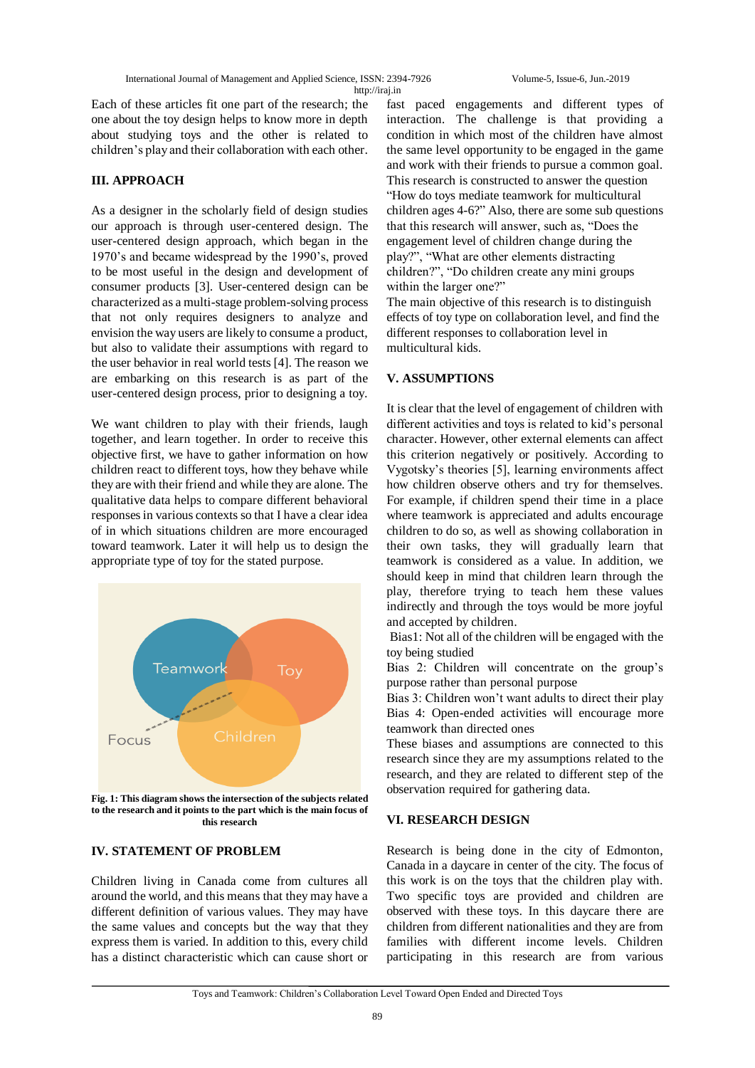Each of these articles fit one part of the research; the one about the toy design helps to know more in depth about studying toys and the other is related to children's play and their collaboration with each other.

## III. APPROACH

As a designer in the scholarly field of design studies our approach is through user-centered design. The user-centered design approach, which began in the 1970's and became widespread by the 1990's, proved to be most useful in the design and development of consumer products [3]. User-centered design can be characterized as a multi-stage problem-solving process that not only requires designers to analyze and envision the way users are likely to consume a product, but also to validate their assumptions with regard to the user behavior in real world tests [4]. The reason we are embarking on this research is as part of the user-centered design process, prior to designing a toy.

We want children to play with their friends, laugh together, and learn together. In order to receive this objective first, we have to gather information on how children react to different toys, how they behave while they are with their friend and while they are alone. The qualitative data helps to compare different behavioral responses in various contexts so that I have a clear idea of in which situations children are more encouraged toward teamwork. Later it will help us to design the appropriate type of toy for the stated purpose.

**Fig. 1: This diagram shows the intersection of the subjects related to the research and it points to the part which is the main focus of this research**

## IV. STATEMENT OF PROBLEM

Children living in Canada come from cultures all around the world, and this means that they may have a different definition of various values. They may have the same values and concepts but the way that they express them is varied. In addition to this, every child has a distinct characteristic which can cause short or fast paced engagements and different types of interaction. The challenge is that providing a condition in which most of the children have almost the same level opportunity to be engaged in the game and work with their friends to pursue a common goal. This research is constructed to answer the question "How do toys mediate teamwork for multicultural children ages 4-6?" Also, there are some sub questions that this research will answer, such as, "Does the engagement level of children change during the play?", "What are other elements distracting children?", "Do children create any mini groups within the larger one?"

The main objective of this research is to distinguish effects of toy type on collaboration level, and find the different responses to collaboration level in multicultural kids.

## V. ASSUMPTIONS

It is clear that the level of engagement of children with different activities and toys is related to kid's personal character. However, other external elements can affect this criterion negatively or positively. According to Vygotsky's theories [5], learning environments affect how children observe others and try for themselves. For example, if children spend their time in a place where teamwork is appreciated and adults encourage children to do so, as well as showing collaboration in their own tasks, they will gradually learn that teamwork is considered as a value. In addition, we should keep in mind that children learn through the play, therefore trying to teach hem these values indirectly and through the toys would be more joyful and accepted by children.

Bias1: Not all of the children will be engaged with the toy being studied

Bias 2: Children will concentrate on the group's purpose rather than personal purpose

Bias 3: Children won't want adults to direct their play

Bias 4: Open-ended activities will encourage more teamwork than directed ones

These biases and assumptions are connected to this research since they are my assumptions related to the research, and they are related to different step of the observation required for gathering data.

## VI. RESEARCH DESIGN

Research is being done in the city of Edmonton, Canada in a daycare in center of the city. The focus of this work is on the toys that the children play with. Two specific toys are provided and children are observed with these toys. In this daycare there are children from different nationalities and they are from families with different income levels. Children participating in this research are from various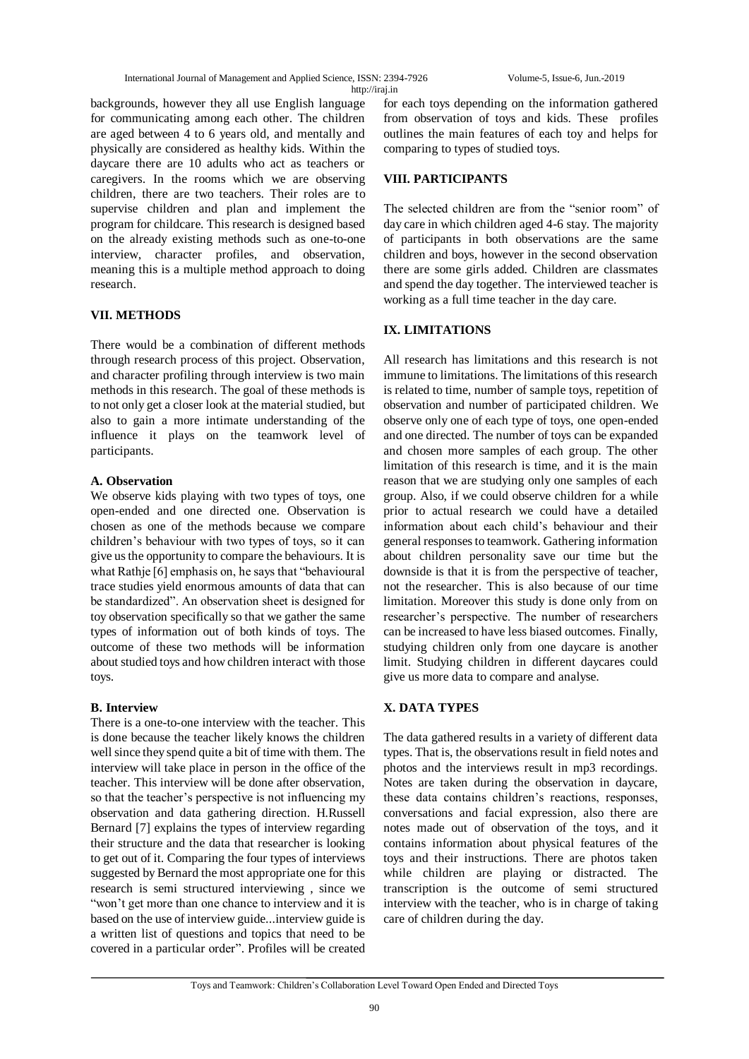backgrounds, however they all use English language for communicating among each other. The children are aged between 4 to 6 years old, and mentally and physically are considered as healthy kids. Within the daycare there are 10 adults who act as teachers or caregivers. In the rooms which we are observing children, there are two teachers. Their roles are to supervise children and plan and implement the program for childcare. This research is designed based on the already existing methods such as one-to-one interview, character profiles, and observation, meaning this is a multiple method approach to doing research.

## VII. METHODS

There would be a combination of different methods through research process of this project. Observation, and character profiling through interview is two main methods in this research. The goal of these methods is to not only get a closer look at the material studied, but also to gain a more intimate understanding of the influence it plays on the teamwork level of participants.

### A. Observation

We observe kids playing with two types of toys, one open-ended and one directed one. Observation is chosen as one of the methods because we compare children's behaviour with two types of toys, so it can give us the opportunity to compare the behaviours. It is what Rathje [6] emphasis on, he says that "behavioural trace studies yield enormous amounts of data that can be standardized". An observation sheet is designed for toy observation specifically so that we gather the same types of information out of both kinds of toys. The outcome of these two methods will be information about studied toys and how children interact with those toys.

### B. Interview

There is a one-to-one interview with the teacher. This is done because the teacher likely knows the children well since they spend quite a bit of time with them. The interview will take place in person in the office of the teacher. This interview will be done after observation, so that the teacher's perspective is not influencing my observation and data gathering direction. H.Russell Bernard [7] explains the types of interview regarding their structure and the data that researcher is looking to get out of it. Comparing the four types of interviews suggested by Bernard the most appropriate one for this research is semi structured interviewing , since we "won't get more than one chance to interview and it is based on the use of interview guide...interview guide is a written list of questions and topics that need to be covered in a particular order". Profiles will be created for each toys depending on the information gathered from observation of toys and kids. These profiles outlines the main features of each toy and helps for comparing to types of studied toys.

## VIII. PARTICIPANTS

The selected children are from the "senior room" of day care in which children aged 4-6 stay. The majority of participants in both observations are the same children and boys, however in the second observation there are some girls added. Children are classmates and spend the day together. The interviewed teacher is working as a full time teacher in the day care.

## IX. LIMITATIONS

All research has limitations and this research is not immune to limitations. The limitations of this research is related to time, number of sample toys, repetition of observation and number of participated children. We observe only one of each type of toys, one open-ended and one directed. The number of toys can be expanded and chosen more samples of each group. The other limitation of this research is time, and it is the main reason that we are studying only one samples of each group. Also, if we could observe children for a while prior to actual research we could have a detailed information about each child's behaviour and their general responses to teamwork. Gathering information about children personality save our time but the downside is that it is from the perspective of teacher, not the researcher. This is also because of our time limitation. Moreover this study is done only from on researcher's perspective. The number of researchers can be increased to have less biased outcomes. Finally, studying children only from one daycare is another limit. Studying children in different daycares could give us more data to compare and analyse.

## X. DATA TYPES

The data gathered results in a variety of different data types. That is, the observations result in field notes and photos and the interviews result in mp3 recordings. Notes are taken during the observation in daycare, these data contains children's reactions, responses, conversations and facial expression, also there are notes made out of observation of the toys, and it contains information about physical features of the toys and their instructions. There are photos taken while children are playing or distracted. The transcription is the outcome of semi structured interview with the teacher, who is in charge of taking care of children during the day.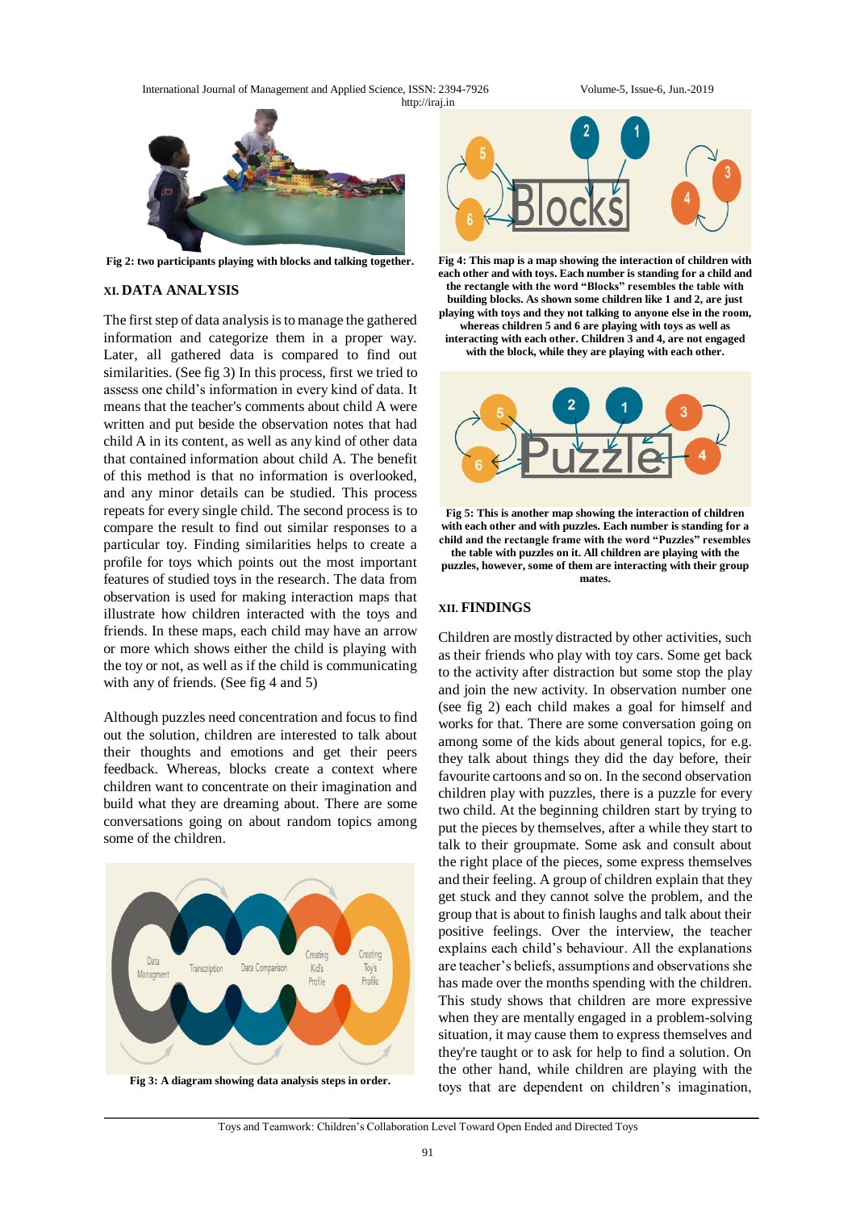Fig 2: two participants playing with blocks and talking together.

## XI. DATA ANALYSIS

The first step of data analysis is to manage the gathered information and categorize them in a proper way. Later, all gathered data is compared to find out similarities. (See fig 3) In this process, first we tried to assess one child's information in every kind of data. It means that the teacher's comments about child A were written and put beside the observation notes that had child A in its content, as well as any kind of other data that contained information about child A. The benefit of this method is that no information is overlooked, and any minor details can be studied. This process repeats for every single child. The second process is to compare the result to find out similar responses to a particular toy. Finding similarities helps to create a profile for toys which points out the most important features of studied toys in the research. The data from observation is used for making interaction maps that illustrate how children interacted with the toys and friends. In these maps, each child may have an arrow or more which shows either the child is playing with the toy or not, as well as if the child is communicating with any of friends. (See fig 4 and 5)

Although puzzles need concentration and focus to find out the solution, children are interested to talk about their thoughts and emotions and get their peers feedback. Whereas, blocks create a context where children want to concentrate on their imagination and build what they are dreaming about. There are some conversations going on about random topics among some of the children.

Fig 3: A diagram showing data analysis steps in order.

Fig 4: This map is a map showing the interaction of children with each other and with toys. Each number is standing for a child and the rectangle with the word "Blocks" resembles the table with building blocks. As shown some children like 1 and 2, are just playing with toys and they not talking to anyone else in the room, whereas children 5 and 6 are playing with toys as well as interacting with each other. Children 3 and 4, are not engaged with the block, while they are playing with each other.

Fig 5: This is another map showing the interaction of children with each other and with puzzles. Each number is standing for a child and the rectangle frame with the word "Puzzles" resembles the table with puzzles on it. All children are playing with the puzzles, however, some of them are interacting with their group mates.

## XII. FINDINGS

Children are mostly distracted by other activities, such as their friends who play with toy cars. Some get back to the activity after distraction but some stop the play and join the new activity. In observation number one (see fig 2) each child makes a goal for himself and works for that. There are some conversation going on among some of the kids about general topics, for e.g. they talk about things they did the day before, their favourite cartoons and so on. In the second observation children play with puzzles, there is a puzzle for every two child. At the beginning children start by trying to put the pieces by themselves, after a while they start to talk to their groupmate. Some ask and consult about the right place of the pieces, some express themselves and their feeling. A group of children explain that they get stuck and they cannot solve the problem, and the group that is about to finish laughs and talk about their positive feelings. Over the interview, the teacher explains each child's behaviour. All the explanations are teacher's beliefs, assumptions and observations she has made over the months spending with the children. This study shows that children are more expressive when they are mentally engaged in a problem-solving situation, it may cause them to express themselves and they're taught or to ask for help to find a solution. On the other hand, while children are playing with the toys that are dependent on children's imagination,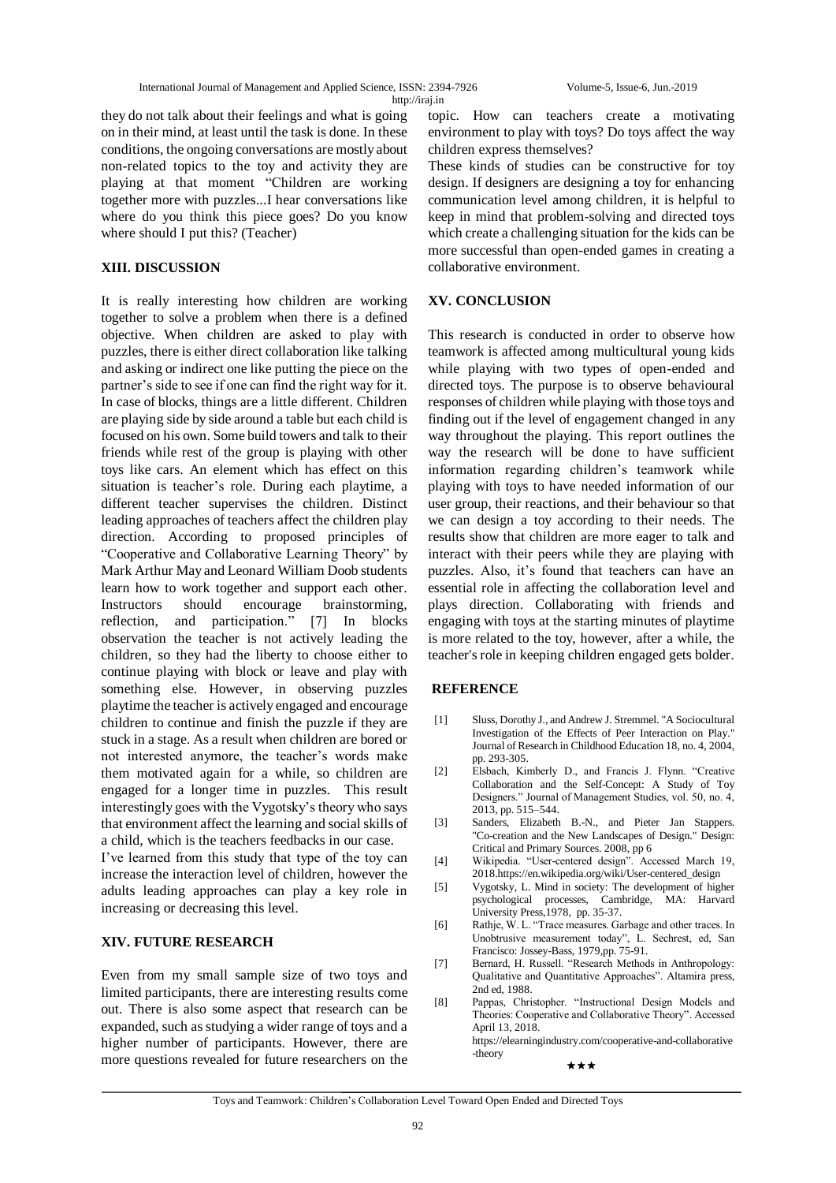they do not talk about their feelings and what is going on in their mind, at least until the task is done. In these conditions, the ongoing conversations are mostly about non-related topics to the toy and activity they are playing at that moment "Children are working together more with puzzles...I hear conversations like where do you think this piece goes? Do you know where should I put this? (Teacher)

## XIII. DISCUSSION

It is really interesting how children are working together to solve a problem when there is a defined objective. When children are asked to play with puzzles, there is either direct collaboration like talking and asking or indirect one like putting the piece on the partner's side to see if one can find the right way for it. In case of blocks, things are a little different. Children are playing side by side around a table but each child is focused on his own. Some build towers and talk to their friends while rest of the group is playing with other toys like cars. An element which has effect on this situation is teacher's role. During each playtime, a different teacher supervises the children. Distinct leading approaches of teachers affect the children play direction. According to proposed principles of "Cooperative and Collaborative Learning Theory" by Mark Arthur May and Leonard William Doob students learn how to work together and support each other. Instructors should encourage brainstorming, reflection, and participation." [7] In blocks observation the teacher is not actively leading the children, so they had the liberty to choose either to continue playing with block or leave and play with something else. However, in observing puzzles playtime the teacher is actively engaged and encourage children to continue and finish the puzzle if they are stuck in a stage. As a result when children are bored or not interested anymore, the teacher's words make them motivated again for a while, so children are engaged for a longer time in puzzles. This result interestingly goes with the Vygotsky's theory who says that environment affect the learning and social skills of a child, which is the teachers feedbacks in our case.

I've learned from this study that type of the toy can increase the interaction level of children, however the adults leading approaches can play a key role in increasing or decreasing this level.

## XIV. FUTURE RESEARCH

Even from my small sample size of two toys and limited participants, there are interesting results come out. There is also some aspect that research can be expanded, such as studying a wider range of toys and a higher number of participants. However, there are more questions revealed for future researchers on the topic. How can teachers create a motivating environment to play with toys? Do toys affect the way children express themselves?

These kinds of studies can be constructive for toy design. If designers are designing a toy for enhancing communication level among children, it is helpful to keep in mind that problem-solving and directed toys which create a challenging situation for the kids can be more successful than open-ended games in creating a collaborative environment.

## XV. CONCLUSION

This research is conducted in order to observe how teamwork is affected among multicultural young kids while playing with two types of open-ended and directed toys. The purpose is to observe behavioural responses of children while playing with those toys and finding out if the level of engagement changed in any way throughout the playing. This report outlines the way the research will be done to have sufficient information regarding children's teamwork while playing with toys to have needed information of our user group, their reactions, and their behaviour so that we can design a toy according to their needs. The results show that children are more eager to talk and interact with their peers while they are playing with puzzles. Also, it's found that teachers can have an essential role in affecting the collaboration level and plays direction. Collaborating with friends and engaging with toys at the starting minutes of playtime is more related to the toy, however, after a while, the teacher's role in keeping children engaged gets bolder.

## REFERENCE

[1] Sluss, Dorothy J., and Andrew J. Stremmel. "A Sociocultural Investigation of the Effects of Peer Interaction on Play." Journal of Research in Childhood Education 18, no. 4, 2004, pp. 293-305.

[2] Elsbach, Kimberly D., and Francis J. Flynn. "Creative Collaboration and the Self-Concept: A Study of Toy Designers." Journal of Management Studies, vol. 50, no. 4, 2013, pp. 515–544.

[3] Sanders, Elizabeth B.-N., and Pieter Jan Stappers. "Co-creation and the New Landscapes of Design." Design: Critical and Primary Sources. 2008, pp 6

[4] Wikipedia. "User-centered design". Accessed March 19, 2018.https://en.wikipedia.org/wiki/User-centered_design

[5] Vygotsky, L. Mind in society: The development of higher psychological processes, Cambridge, MA: Harvard University Press,1978, pp. 35-37.

[6] Rathje, W. L. "Trace measures. Garbage and other traces. In Unobtrusive measurement today", L. Sechrest, ed, San Francisco: Jossey-Bass, 1979,pp. 75-91.

[7] Bernard, H. Russell. "Research Methods in Anthropology: Qualitative and Quantitative Approaches". Altamira press, 2nd ed, 1988.

[8] Pappas, Christopher. "Instructional Design Models and Theories: Cooperative and Collaborative Theory". Accessed April 13, 2018. https://elearningindustry.com/cooperative-and-collaborative-theory

★★★